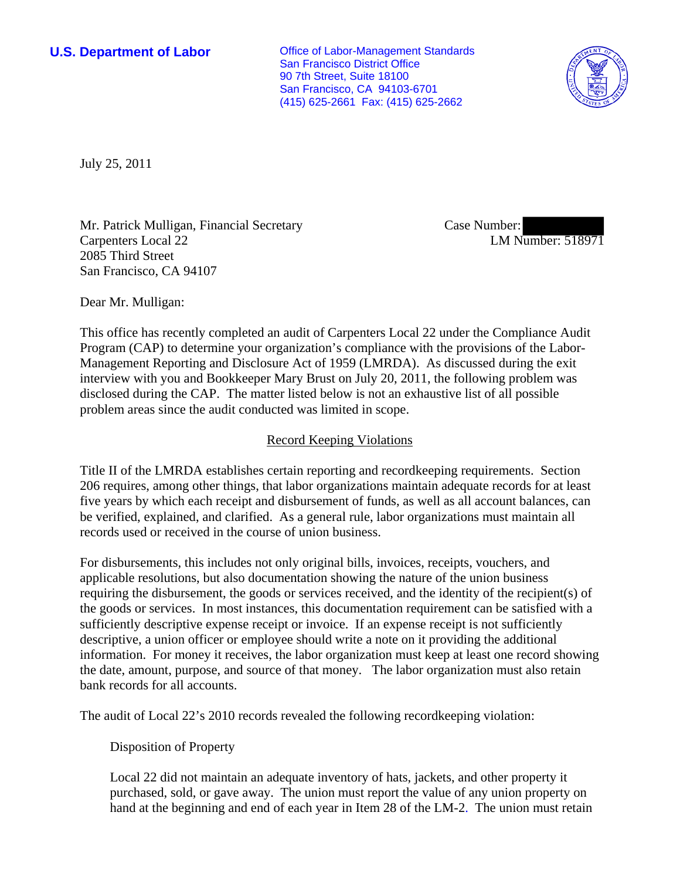**U.S. Department of Labor**

Office of Labor-Management Standards
San Francisco District Office
90 7th Street, Suite 18100
San Francisco, CA 94103-6701
(415) 625-2661 Fax: (415) 625-2662

July 25, 2011

Mr. Patrick Mulligan, Financial Secretary
Carpenters Local 22
2085 Third Street
San Francisco, CA 94107

Case Number: 
LM Number: 518971

Dear Mr. Mulligan:

This office has recently completed an audit of Carpenters Local 22 under the Compliance Audit Program (CAP) to determine your organization's compliance with the provisions of the Labor-Management Reporting and Disclosure Act of 1959 (LMRDA). As discussed during the exit interview with you and Bookkeeper Mary Brust on July 20, 2011, the following problem was disclosed during the CAP. The matter listed below is not an exhaustive list of all possible problem areas since the audit conducted was limited in scope.

## Record Keeping Violations

Title II of the LMRDA establishes certain reporting and recordkeeping requirements. Section 206 requires, among other things, that labor organizations maintain adequate records for at least five years by which each receipt and disbursement of funds, as well as all account balances, can be verified, explained, and clarified. As a general rule, labor organizations must maintain all records used or received in the course of union business.

For disbursements, this includes not only original bills, invoices, receipts, vouchers, and applicable resolutions, but also documentation showing the nature of the union business requiring the disbursement, the goods or services received, and the identity of the recipient(s) of the goods or services. In most instances, this documentation requirement can be satisfied with a sufficiently descriptive expense receipt or invoice. If an expense receipt is not sufficiently descriptive, a union officer or employee should write a note on it providing the additional information. For money it receives, the labor organization must keep at least one record showing the date, amount, purpose, and source of that money. The labor organization must also retain bank records for all accounts.

The audit of Local 22's 2010 records revealed the following recordkeeping violation:

Disposition of Property

Local 22 did not maintain an adequate inventory of hats, jackets, and other property it purchased, sold, or gave away. The union must report the value of any union property on hand at the beginning and end of each year in Item 28 of the LM-2. The union must retain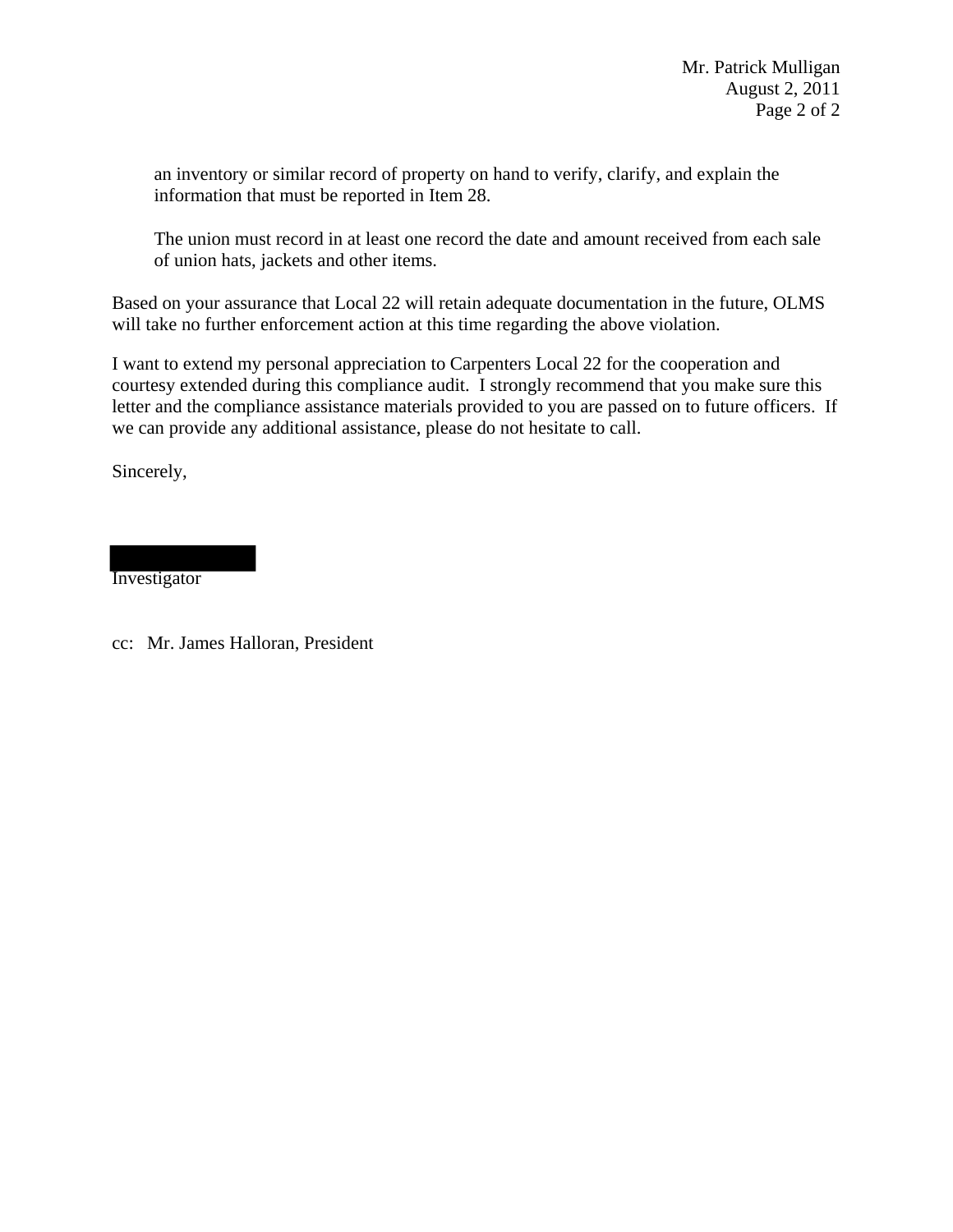an inventory or similar record of property on hand to verify, clarify, and explain the information that must be reported in Item 28.

The union must record in at least one record the date and amount received from each sale of union hats, jackets and other items.

Based on your assurance that Local 22 will retain adequate documentation in the future, OLMS will take no further enforcement action at this time regarding the above violation.

I want to extend my personal appreciation to Carpenters Local 22 for the cooperation and courtesy extended during this compliance audit. I strongly recommend that you make sure this letter and the compliance assistance materials provided to you are passed on to future officers. If we can provide any additional assistance, please do not hesitate to call.

Sincerely,

Investigator

cc: Mr. James Halloran, President